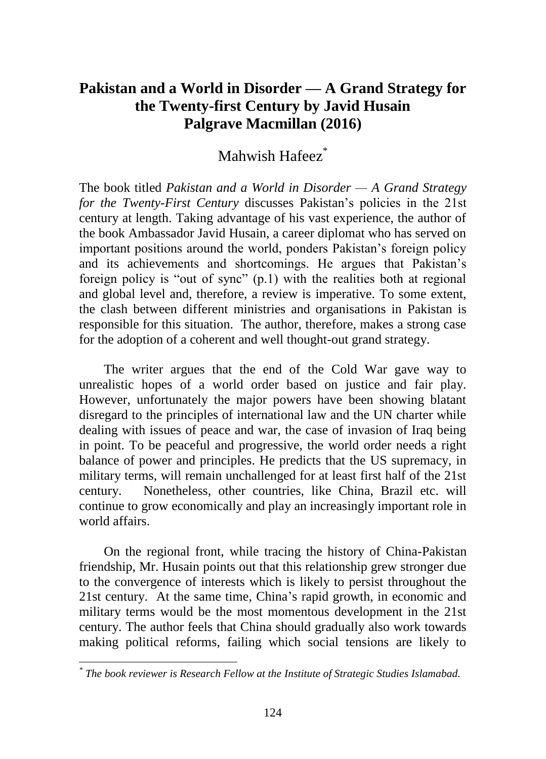# Pakistan and a World in Disorder — A Grand Strategy for the Twenty-first Century by Javid Husain Palgrave Macmillan (2016)

Mahwish Hafeez[*]

The book titled *Pakistan and a World in Disorder — A Grand Strategy for the Twenty-First Century* discusses Pakistan's policies in the 21st century at length. Taking advantage of his vast experience, the author of the book Ambassador Javid Husain, a career diplomat who has served on important positions around the world, ponders Pakistan's foreign policy and its achievements and shortcomings. He argues that Pakistan's foreign policy is "out of sync" (p.1) with the realities both at regional and global level and, therefore, a review is imperative. To some extent, the clash between different ministries and organisations in Pakistan is responsible for this situation. The author, therefore, makes a strong case for the adoption of a coherent and well thought-out grand strategy.

The writer argues that the end of the Cold War gave way to unrealistic hopes of a world order based on justice and fair play. However, unfortunately the major powers have been showing blatant disregard to the principles of international law and the UN charter while dealing with issues of peace and war, the case of invasion of Iraq being in point. To be peaceful and progressive, the world order needs a right balance of power and principles. He predicts that the US supremacy, in military terms, will remain unchallenged for at least first half of the 21st century. Nonetheless, other countries, like China, Brazil etc. will continue to grow economically and play an increasingly important role in world affairs.

On the regional front, while tracing the history of China-Pakistan friendship, Mr. Husain points out that this relationship grew stronger due to the convergence of interests which is likely to persist throughout the 21st century. At the same time, China's rapid growth, in economic and military terms would be the most momentous development in the 21st century. The author feels that China should gradually also work towards making political reforms, failing which social tensions are likely to

---

[*] *The book reviewer is Research Fellow at the Institute of Strategic Studies Islamabad.*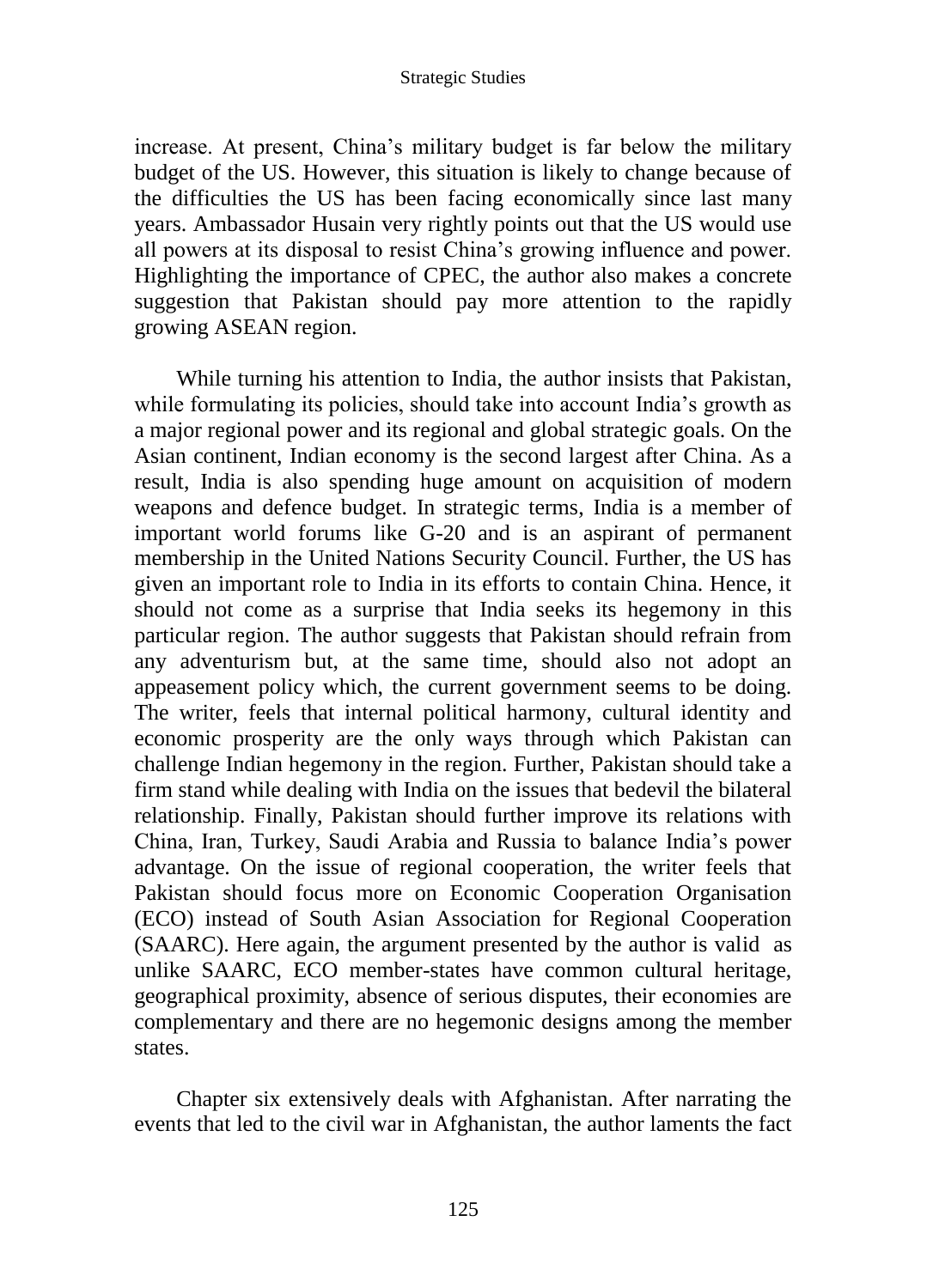increase. At present, China's military budget is far below the military budget of the US. However, this situation is likely to change because of the difficulties the US has been facing economically since last many years. Ambassador Husain very rightly points out that the US would use all powers at its disposal to resist China's growing influence and power. Highlighting the importance of CPEC, the author also makes a concrete suggestion that Pakistan should pay more attention to the rapidly growing ASEAN region.

While turning his attention to India, the author insists that Pakistan, while formulating its policies, should take into account India's growth as a major regional power and its regional and global strategic goals. On the Asian continent, Indian economy is the second largest after China. As a result, India is also spending huge amount on acquisition of modern weapons and defence budget. In strategic terms, India is a member of important world forums like G-20 and is an aspirant of permanent membership in the United Nations Security Council. Further, the US has given an important role to India in its efforts to contain China. Hence, it should not come as a surprise that India seeks its hegemony in this particular region. The author suggests that Pakistan should refrain from any adventurism but, at the same time, should also not adopt an appeasement policy which, the current government seems to be doing. The writer, feels that internal political harmony, cultural identity and economic prosperity are the only ways through which Pakistan can challenge Indian hegemony in the region. Further, Pakistan should take a firm stand while dealing with India on the issues that bedevil the bilateral relationship. Finally, Pakistan should further improve its relations with China, Iran, Turkey, Saudi Arabia and Russia to balance India's power advantage. On the issue of regional cooperation, the writer feels that Pakistan should focus more on Economic Cooperation Organisation (ECO) instead of South Asian Association for Regional Cooperation (SAARC). Here again, the argument presented by the author is valid as unlike SAARC, ECO member-states have common cultural heritage, geographical proximity, absence of serious disputes, their economies are complementary and there are no hegemonic designs among the member states.

Chapter six extensively deals with Afghanistan. After narrating the events that led to the civil war in Afghanistan, the author laments the fact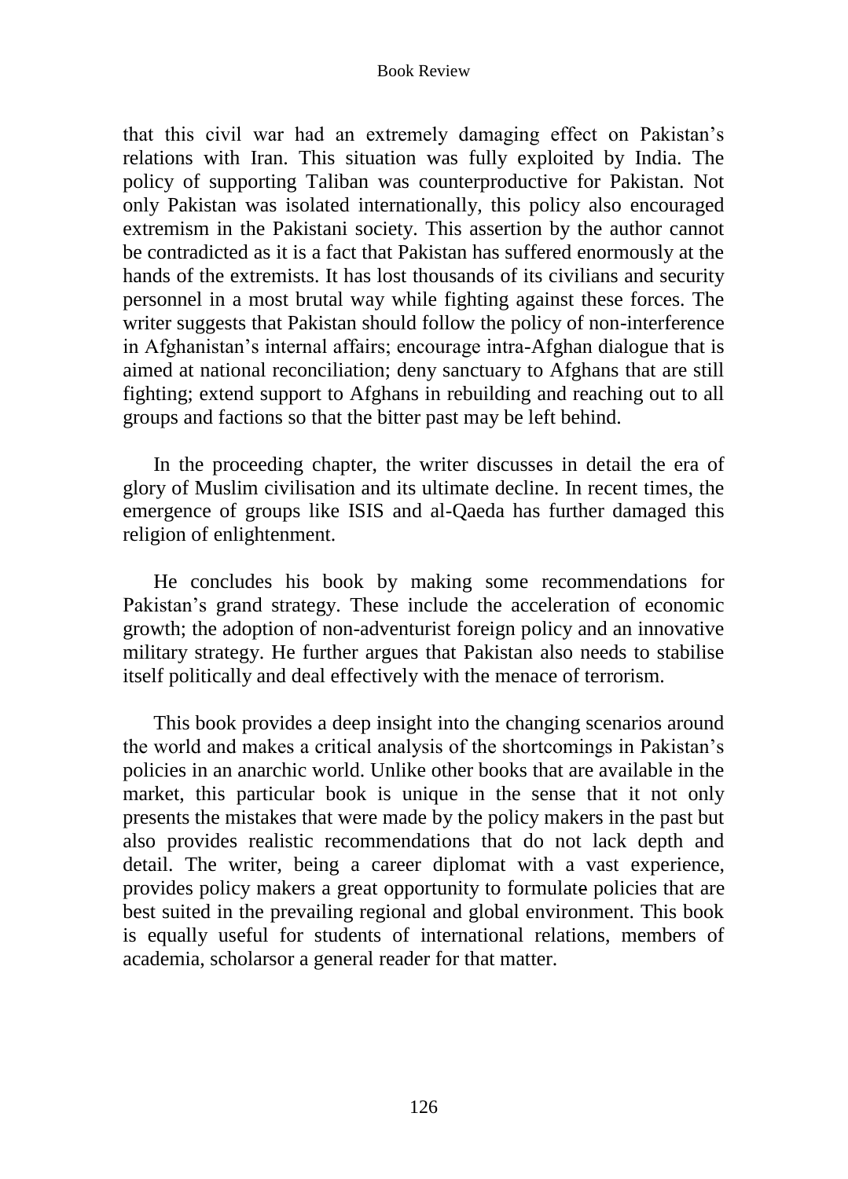that this civil war had an extremely damaging effect on Pakistan's relations with Iran. This situation was fully exploited by India. The policy of supporting Taliban was counterproductive for Pakistan. Not only Pakistan was isolated internationally, this policy also encouraged extremism in the Pakistani society. This assertion by the author cannot be contradicted as it is a fact that Pakistan has suffered enormously at the hands of the extremists. It has lost thousands of its civilians and security personnel in a most brutal way while fighting against these forces. The writer suggests that Pakistan should follow the policy of non-interference in Afghanistan's internal affairs; encourage intra-Afghan dialogue that is aimed at national reconciliation; deny sanctuary to Afghans that are still fighting; extend support to Afghans in rebuilding and reaching out to all groups and factions so that the bitter past may be left behind.

In the proceeding chapter, the writer discusses in detail the era of glory of Muslim civilisation and its ultimate decline. In recent times, the emergence of groups like ISIS and al-Qaeda has further damaged this religion of enlightenment.

He concludes his book by making some recommendations for Pakistan's grand strategy. These include the acceleration of economic growth; the adoption of non-adventurist foreign policy and an innovative military strategy. He further argues that Pakistan also needs to stabilise itself politically and deal effectively with the menace of terrorism.

This book provides a deep insight into the changing scenarios around the world and makes a critical analysis of the shortcomings in Pakistan's policies in an anarchic world. Unlike other books that are available in the market, this particular book is unique in the sense that it not only presents the mistakes that were made by the policy makers in the past but also provides realistic recommendations that do not lack depth and detail. The writer, being a career diplomat with a vast experience, provides policy makers a great opportunity to formulate policies that are best suited in the prevailing regional and global environment. This book is equally useful for students of international relations, members of academia, scholarsor a general reader for that matter.